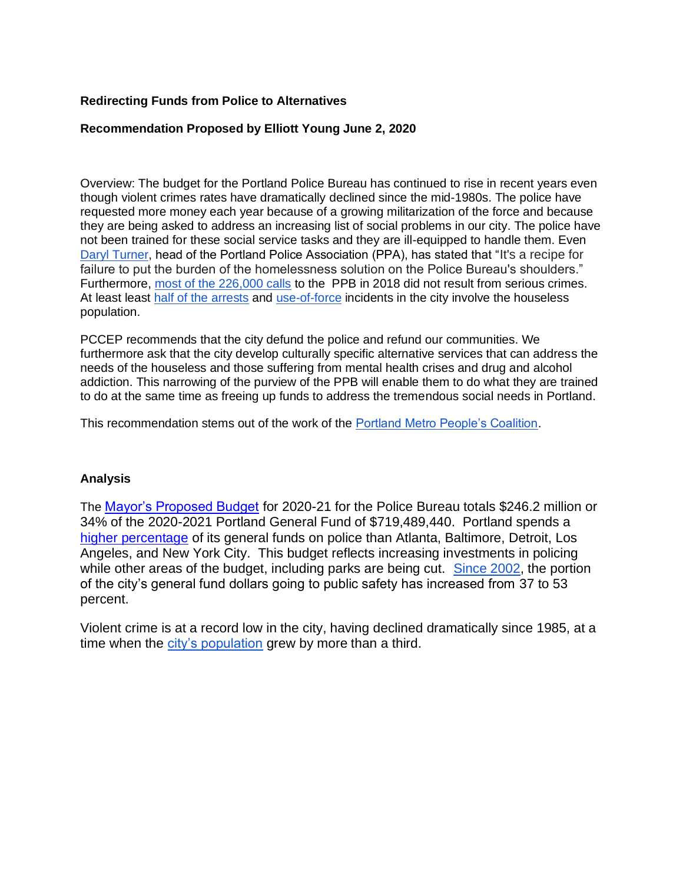**Redirecting Funds from Police to Alternatives**

**Recommendation Proposed by Elliott Young June 2, 2020**

Overview: The budget for the Portland Police Bureau has continued to rise in recent years even though violent crimes rates have dramatically declined since the mid-1980s. The police have requested more money each year because of a growing militarization of the force and because they are being asked to address an increasing list of social problems in our city. The police have not been trained for these social service tasks and they are ill-equipped to handle them. Even Daryl Turner, head of the Portland Police Association (PPA), has stated that "It's a recipe for failure to put the burden of the homelessness solution on the Police Bureau's shoulders." Furthermore, most of the 226,000 calls to the PPB in 2018 did not result from serious crimes. At least least half of the arrests and use-of-force incidents in the city involve the houseless population.

PCCEP recommends that the city defund the police and refund our communities. We furthermore ask that the city develop culturally specific alternative services that can address the needs of the houseless and those suffering from mental health crises and drug and alcohol addiction. This narrowing of the purview of the PPB will enable them to do what they are trained to do at the same time as freeing up funds to address the tremendous social needs in Portland.

This recommendation stems out of the work of the Portland Metro People's Coalition.

**Analysis**

The Mayor's Proposed Budget for 2020-21 for the Police Bureau totals $246.2 million or 34% of the 2020-2021 Portland General Fund of $719,489,440. Portland spends a higher percentage of its general funds on police than Atlanta, Baltimore, Detroit, Los Angeles, and New York City. This budget reflects increasing investments in policing while other areas of the budget, including parks are being cut. Since 2002, the portion of the city's general fund dollars going to public safety has increased from 37 to 53 percent.

Violent crime is at a record low in the city, having declined dramatically since 1985, at a time when the city's population grew by more than a third.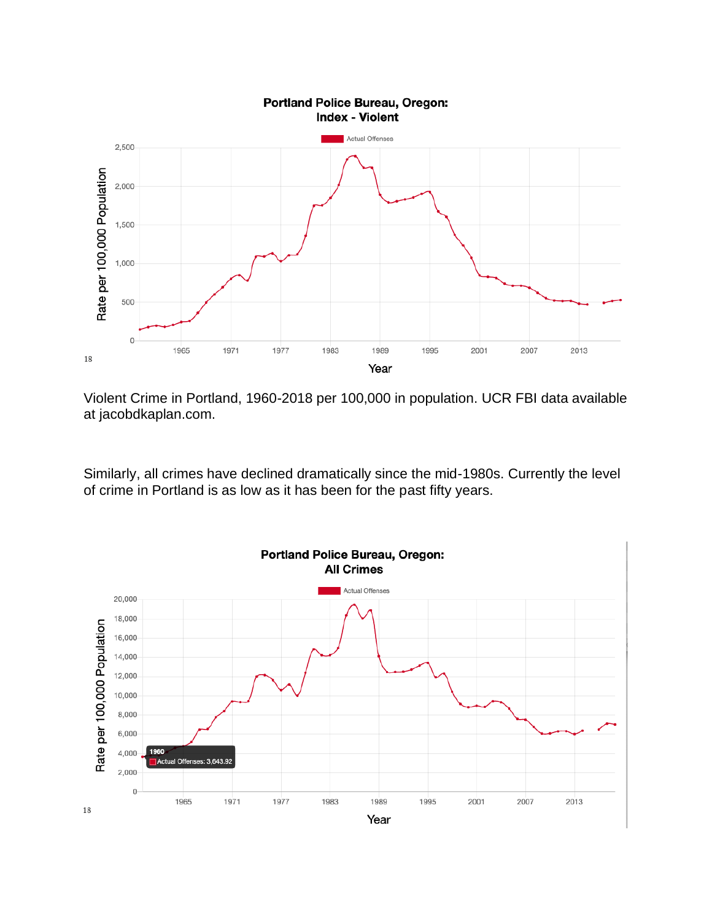**Portland Police Bureau, Oregon: Index - Violent**

Actual Offenses

Rate per 100,000 Population

Year

18

Violent Crime in Portland, 1960-2018 per 100,000 in population. UCR FBI data available at jacobdkaplan.com.

Similarly, all crimes have declined dramatically since the mid-1980s. Currently the level of crime in Portland is as low as it has been for the past fifty years.

**Portland Police Bureau, Oregon: All Crimes**

Actual Offenses

1960
Actual Offenses: 3,643.92

Rate per 100,000 Population

Year

18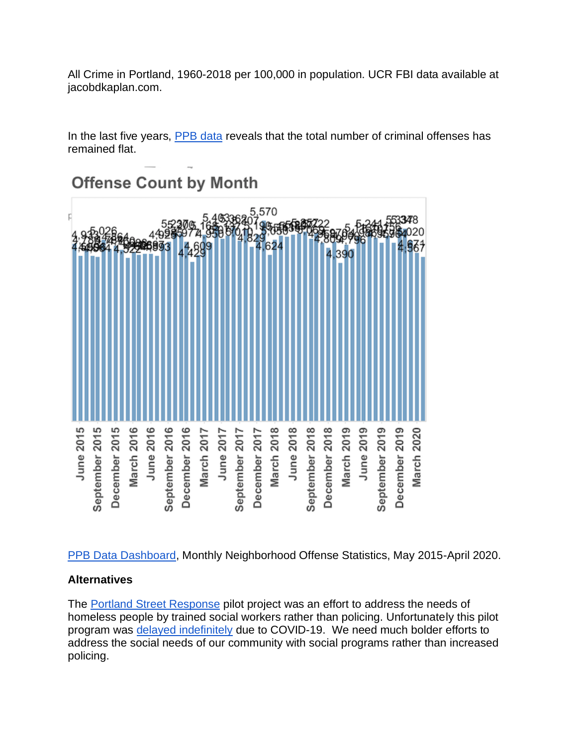All Crime in Portland, 1960-2018 per 100,000 in population. UCR FBI data available at jacobdkaplan.com.

In the last five years, [PPB data](#) reveals that the total number of criminal offenses has remained flat.

PPB Data Dashboard, Monthly Neighborhood Offense Statistics, May 2015-April 2020.

### Alternatives

The Portland Street Response pilot project was an effort to address the needs of homeless people by trained social workers rather than policing. Unfortunately this pilot program was delayed indefinitely due to COVID-19. We need much bolder efforts to address the social needs of our community with social programs rather than increased policing.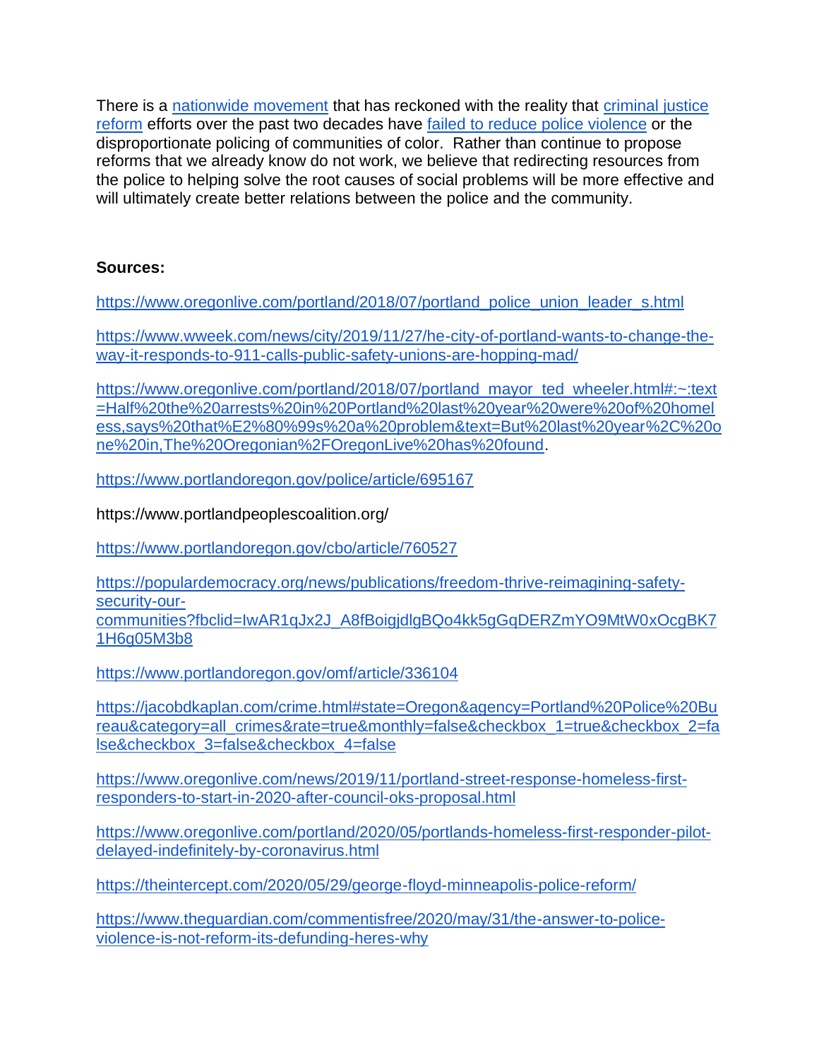There is a nationwide movement that has reckoned with the reality that criminal justice reform efforts over the past two decades have failed to reduce police violence or the disproportionate policing of communities of color. Rather than continue to propose reforms that we already know do not work, we believe that redirecting resources from the police to helping solve the root causes of social problems will be more effective and will ultimately create better relations between the police and the community.

**Sources:**

https://www.oregonlive.com/portland/2018/07/portland_police_union_leader_s.html

https://www.wweek.com/news/city/2019/11/27/he-city-of-portland-wants-to-change-the-way-it-responds-to-911-calls-public-safety-unions-are-hopping-mad/

https://www.oregonlive.com/portland/2018/07/portland_mayor_ted_wheeler.html#:~:text=Half%20the%20arrests%20in%20Portland%20last%20year%20were%20of%20homeless,says%20that%E2%80%99s%20a%20problem&text=But%20last%20year%2C%20one%20in,The%20Oregonian%2FOregonLive%20has%20found.

https://www.portlandoregon.gov/police/article/695167

https://www.portlandpeoplescoalition.org/

https://www.portlandoregon.gov/cbo/article/760527

https://populardemocracy.org/news/publications/freedom-thrive-reimagining-safety-security-our-communities?fbclid=IwAR1qJx2J_A8fBoigjdlgBQo4kk5gGqDERZmYO9MtW0xOcgBK71H6g05M3b8

https://www.portlandoregon.gov/omf/article/336104

https://jacobdkaplan.com/crime.html#state=Oregon&agency=Portland%20Police%20Bureau&category=all_crimes&rate=true&monthly=false&checkbox_1=true&checkbox_2=false&checkbox_3=false&checkbox_4=false

https://www.oregonlive.com/news/2019/11/portland-street-response-homeless-first-responders-to-start-in-2020-after-council-oks-proposal.html

https://www.oregonlive.com/portland/2020/05/portlands-homeless-first-responder-pilot-delayed-indefinitely-by-coronavirus.html

https://theintercept.com/2020/05/29/george-floyd-minneapolis-police-reform/

https://www.theguardian.com/commentisfree/2020/may/31/the-answer-to-police-violence-is-not-reform-its-defunding-heres-why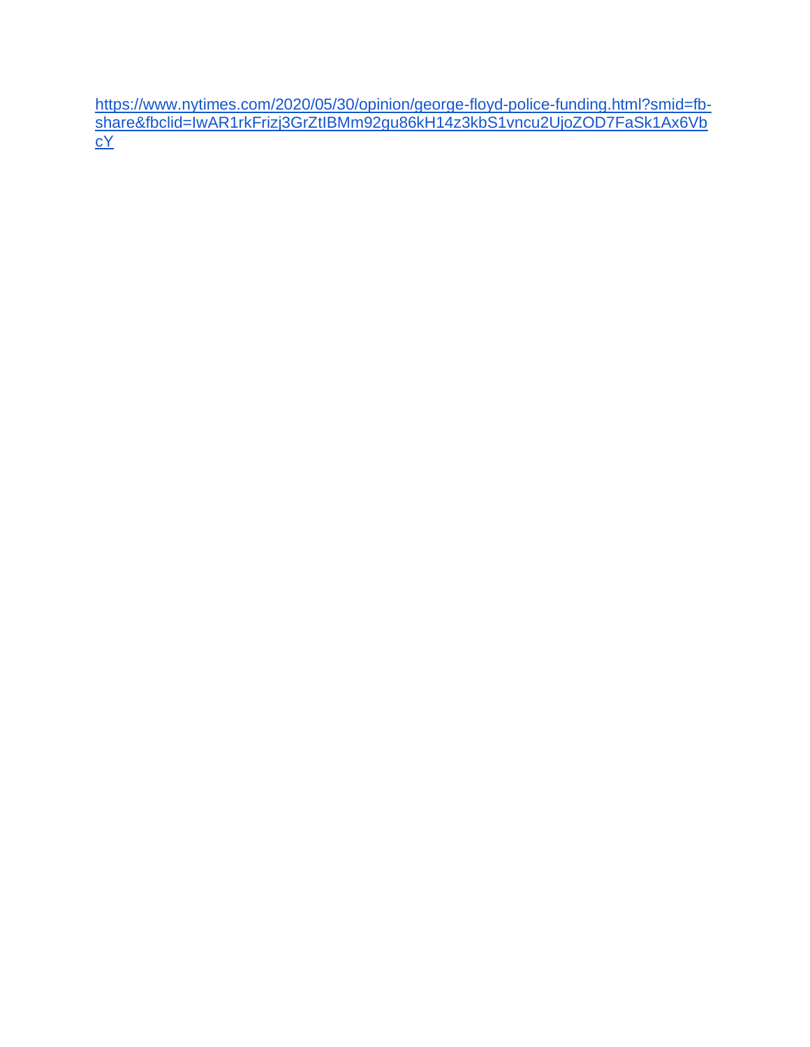https://www.nytimes.com/2020/05/30/opinion/george-floyd-police-funding.html?smid=fb-share&fbclid=IwAR1rkFrizj3GrZtIBMm92gu86kH14z3kbS1vncu2UjoZOD7FaSk1Ax6VbcY